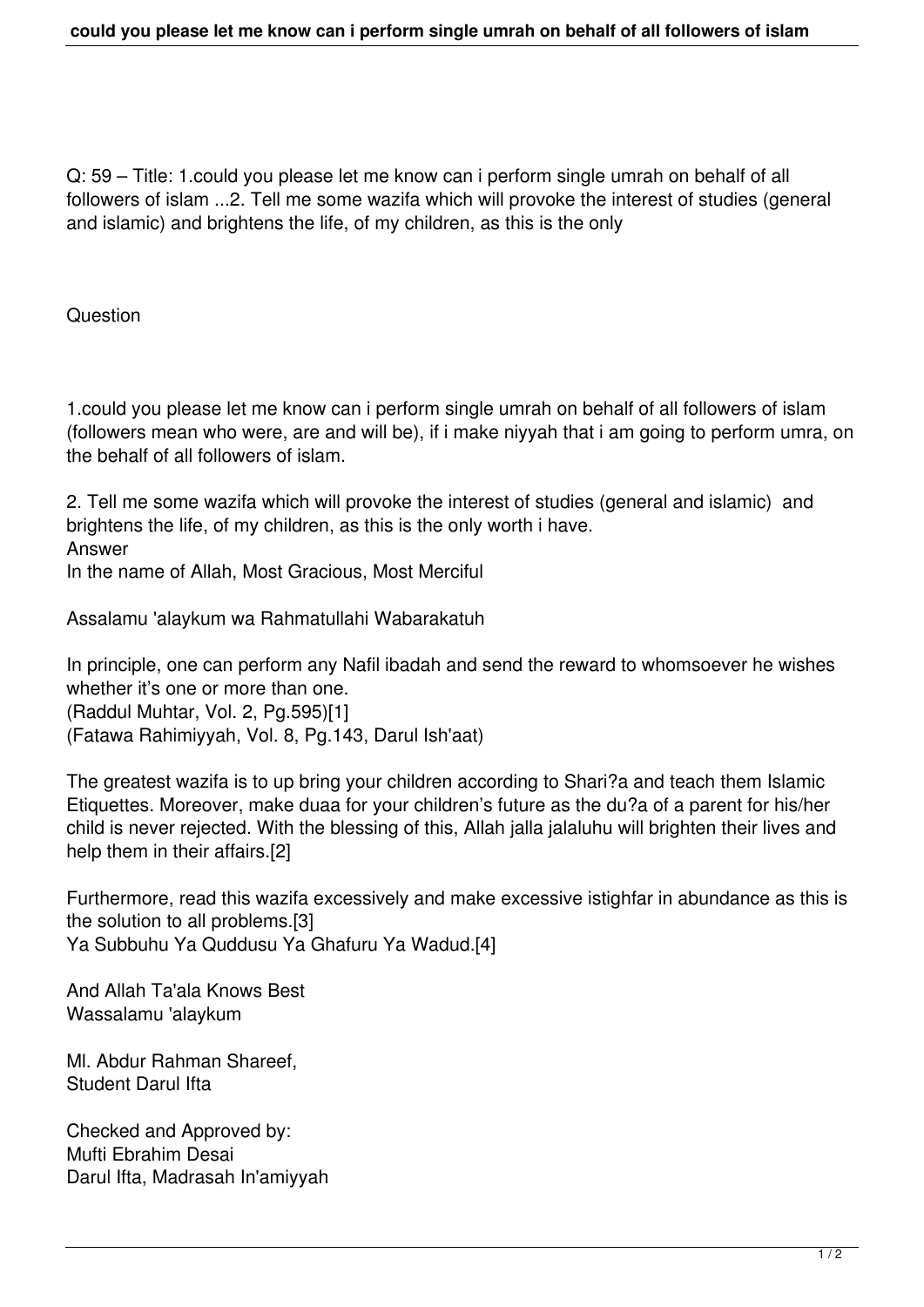Q: 59 – Title: 1.could you please let me know can i perform single umrah on behalf of all followers of islam ...2. Tell me some wazifa which will provoke the interest of studies (general and islamic) and brightens the life, of my children, as this is the only

## Question

1.could you please let me know can i perform single umrah on behalf of all followers of islam (followers mean who were, are and will be), if i make niyyah that i am going to perform umra, on the behalf of all followers of islam.

2. Tell me some wazifa which will provoke the interest of studies (general and islamic) and brightens the life, of my children, as this is the only worth i have.

## Answer

In the name of Allah, Most Gracious, Most Merciful

Assalamu 'alaykum wa Rahmatullahi Wabarakatuh

In principle, one can perform any Nafil ibadah and send the reward to whomsoever he wishes whether it's one or more than one.
(Raddul Muhtar, Vol. 2, Pg.595)[1]
(Fatawa Rahimiyyah, Vol. 8, Pg.143, Darul Ish'aat)

The greatest wazifa is to up bring your children according to Shari?a and teach them Islamic Etiquettes. Moreover, make duaa for your children's future as the du?a of a parent for his/her child is never rejected. With the blessing of this, Allah jalla jalaluhu will brighten their lives and help them in their affairs.[2]

Furthermore, read this wazifa excessively and make excessive istighfar in abundance as this is the solution to all problems.[3]
Ya Subbuhu Ya Quddusu Ya Ghafuru Ya Wadud.[4]

And Allah Ta'ala Knows Best
Wassalamu 'alaykum

Ml. Abdur Rahman Shareef,
Student Darul Ifta

Checked and Approved by:
Mufti Ebrahim Desai
Darul Ifta, Madrasah In'amiyyah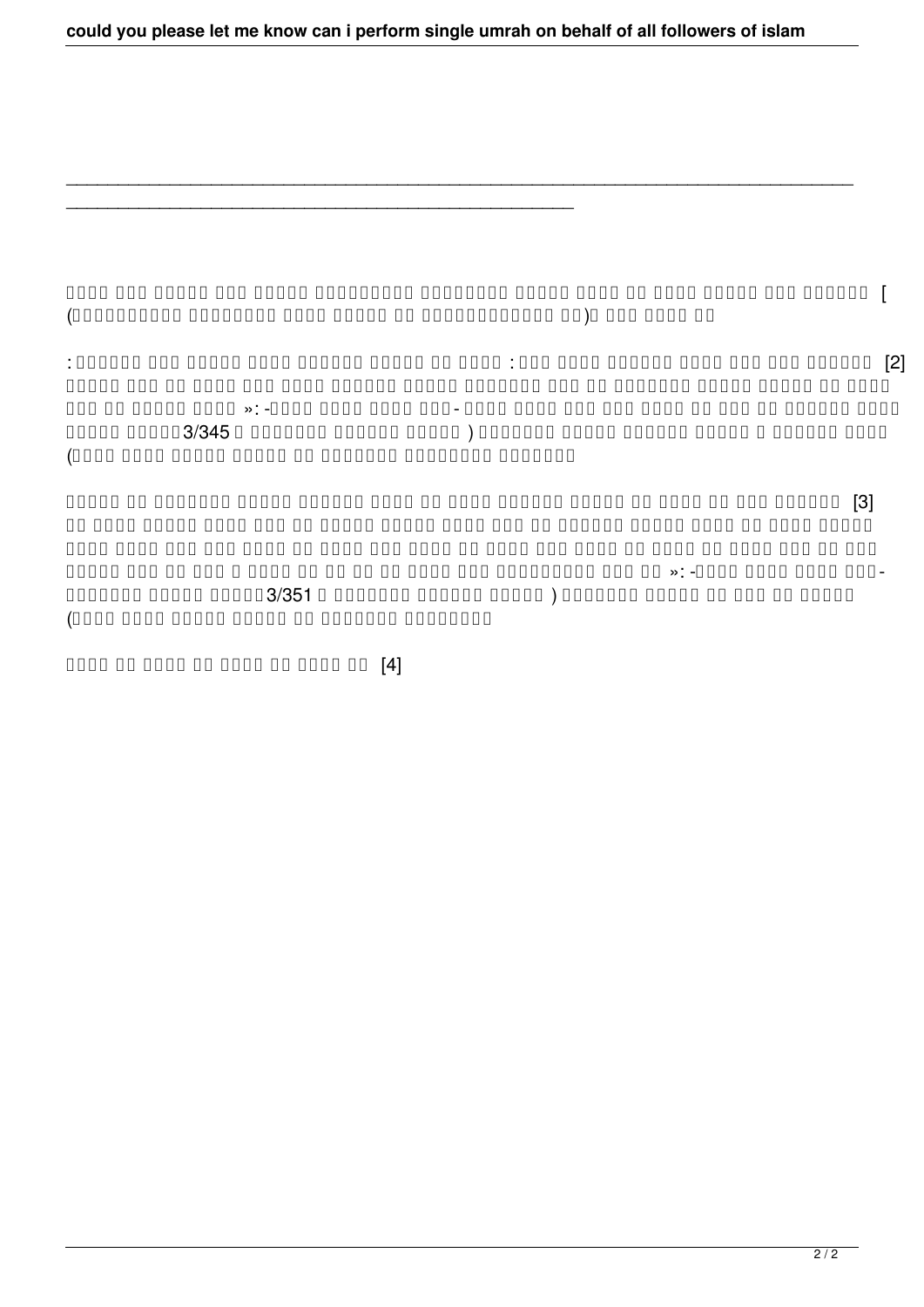---

[

[2] 3/345

[3] 3/351

[4]